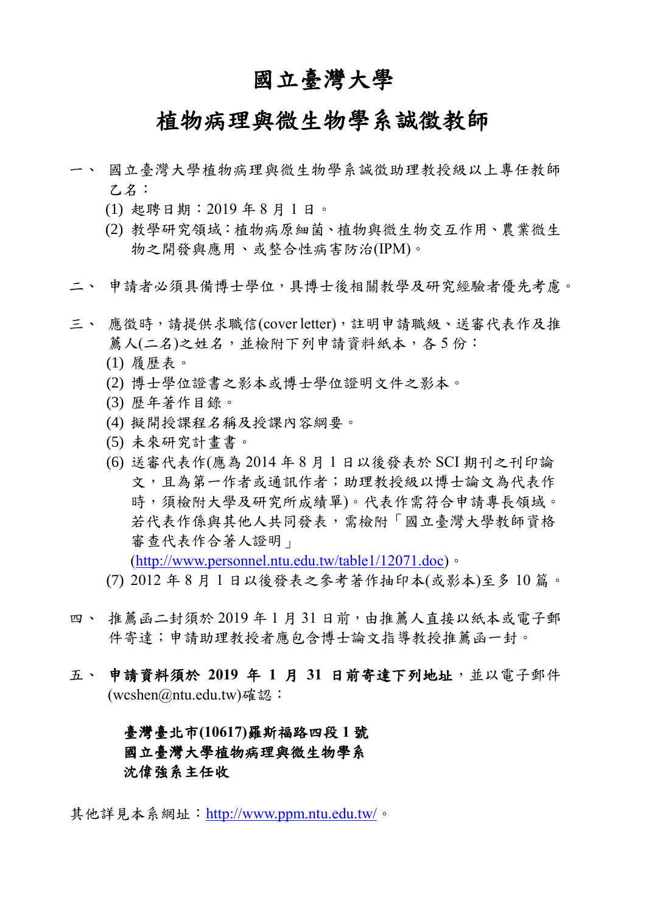# 國立臺灣大學

## 植物病理與微生物學系誠徵教師

一、 國立臺灣大學植物病理與微生物學系誠徵助理教授級以上專任教師乙名：

(1) 起聘日期：2019 年 8 月 1 日。

(2) 教學研究領域：植物病原細菌、植物與微生物交互作用、農業微生物之開發與應用、或整合性病害防治(IPM)。

二、 申請者必須具備博士學位，具博士後相關教學及研究經驗者優先考慮。

三、 應徵時，請提供求職信(cover letter)，註明申請職級、送審代表作及推薦人(二名)之姓名，並檢附下列申請資料紙本，各 5 份：

(1) 履歷表。

(2) 博士學位證書之影本或博士學位證明文件之影本。

(3) 歷年著作目錄。

(4) 擬開授課程名稱及授課內容綱要。

(5) 未來研究計畫書。

(6) 送審代表作(應為 2014 年 8 月 1 日以後發表於 SCI 期刊之刊印論文，且為第一作者或通訊作者；助理教授級以博士論文為代表作時，須檢附大學及研究所成績單)。代表作需符合申請專長領域。若代表作係與其他人共同發表，需檢附「國立臺灣大學教師資格審查代表作合著人證明」(http://www.personnel.ntu.edu.tw/table1/12071.doc)。

(7) 2012 年 8 月 1 日以後發表之參考著作抽印本(或影本)至多 10 篇。

四、 推薦函二封須於 2019 年 1 月 31 日前，由推薦人直接以紙本或電子郵件寄達；申請助理教授者應包含博士論文指導教授推薦函一封。

五、 **申請資料須於 2019 年 1 月 31 日前寄達下列地址**，並以電子郵件(wcshen@ntu.edu.tw)確認：

**臺灣臺北市(10617)羅斯福路四段 1 號**
**國立臺灣大學植物病理與微生物學系**
**沈偉強系主任收**

其他詳見本系網址：http://www.ppm.ntu.edu.tw/。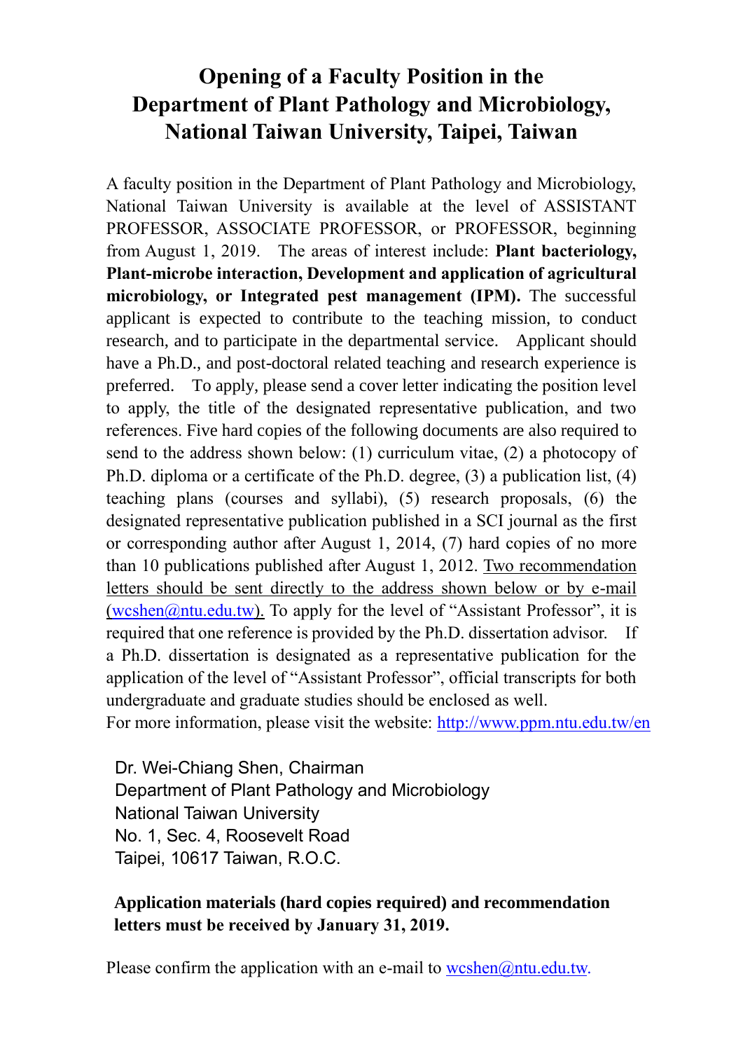# Opening of a Faculty Position in the Department of Plant Pathology and Microbiology, National Taiwan University, Taipei, Taiwan

A faculty position in the Department of Plant Pathology and Microbiology, National Taiwan University is available at the level of ASSISTANT PROFESSOR, ASSOCIATE PROFESSOR, or PROFESSOR, beginning from August 1, 2019. The areas of interest include: **Plant bacteriology, Plant-microbe interaction, Development and application of agricultural microbiology, or Integrated pest management (IPM).** The successful applicant is expected to contribute to the teaching mission, to conduct research, and to participate in the departmental service. Applicant should have a Ph.D., and post-doctoral related teaching and research experience is preferred. To apply, please send a cover letter indicating the position level to apply, the title of the designated representative publication, and two references. Five hard copies of the following documents are also required to send to the address shown below: (1) curriculum vitae, (2) a photocopy of Ph.D. diploma or a certificate of the Ph.D. degree, (3) a publication list, (4) teaching plans (courses and syllabi), (5) research proposals, (6) the designated representative publication published in a SCI journal as the first or corresponding author after August 1, 2014, (7) hard copies of no more than 10 publications published after August 1, 2012. Two recommendation letters should be sent directly to the address shown below or by e-mail (wcshen@ntu.edu.tw). To apply for the level of "Assistant Professor", it is required that one reference is provided by the Ph.D. dissertation advisor. If a Ph.D. dissertation is designated as a representative publication for the application of the level of "Assistant Professor", official transcripts for both undergraduate and graduate studies should be enclosed as well.
For more information, please visit the website: http://www.ppm.ntu.edu.tw/en

Dr. Wei-Chiang Shen, Chairman
Department of Plant Pathology and Microbiology
National Taiwan University
No. 1, Sec. 4, Roosevelt Road
Taipei, 10617 Taiwan, R.O.C.

**Application materials (hard copies required) and recommendation letters must be received by January 31, 2019.**

Please confirm the application with an e-mail to wcshen@ntu.edu.tw.